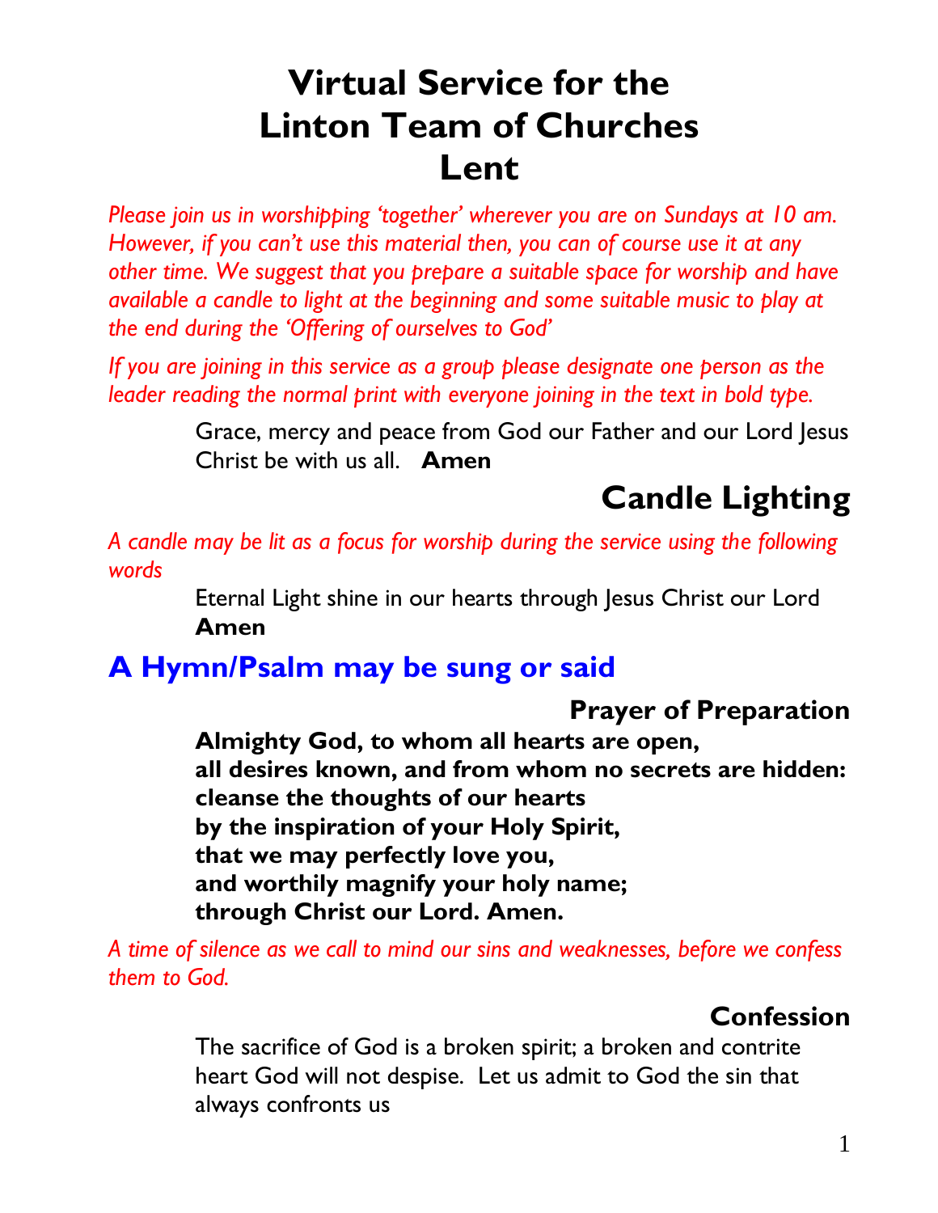# Virtual Service for the Linton Team of Churches Lent

*Please join us in worshipping 'together' wherever you are on Sundays at 10 am. However, if you can't use this material then, you can of course use it at any other time. We suggest that you prepare a suitable space for worship and have available a candle to light at the beginning and some suitable music to play at the end during the 'Offering of ourselves to God'*

*If you are joining in this service as a group please designate one person as the leader reading the normal print with everyone joining in the text in bold type.*

Grace, mercy and peace from God our Father and our Lord Jesus Christ be with us all. **Amen**

## Candle Lighting

*A candle may be lit as a focus for worship during the service using the following words*

Eternal Light shine in our hearts through Jesus Christ our Lord
**Amen**

## A Hymn/Psalm may be sung or said

### Prayer of Preparation

**Almighty God, to whom all hearts are open,**
**all desires known, and from whom no secrets are hidden:**
**cleanse the thoughts of our hearts**
**by the inspiration of your Holy Spirit,**
**that we may perfectly love you,**
**and worthily magnify your holy name;**
**through Christ our Lord. Amen.**

*A time of silence as we call to mind our sins and weaknesses, before we confess them to God.*

### Confession

The sacrifice of God is a broken spirit; a broken and contrite heart God will not despise. Let us admit to God the sin that always confronts us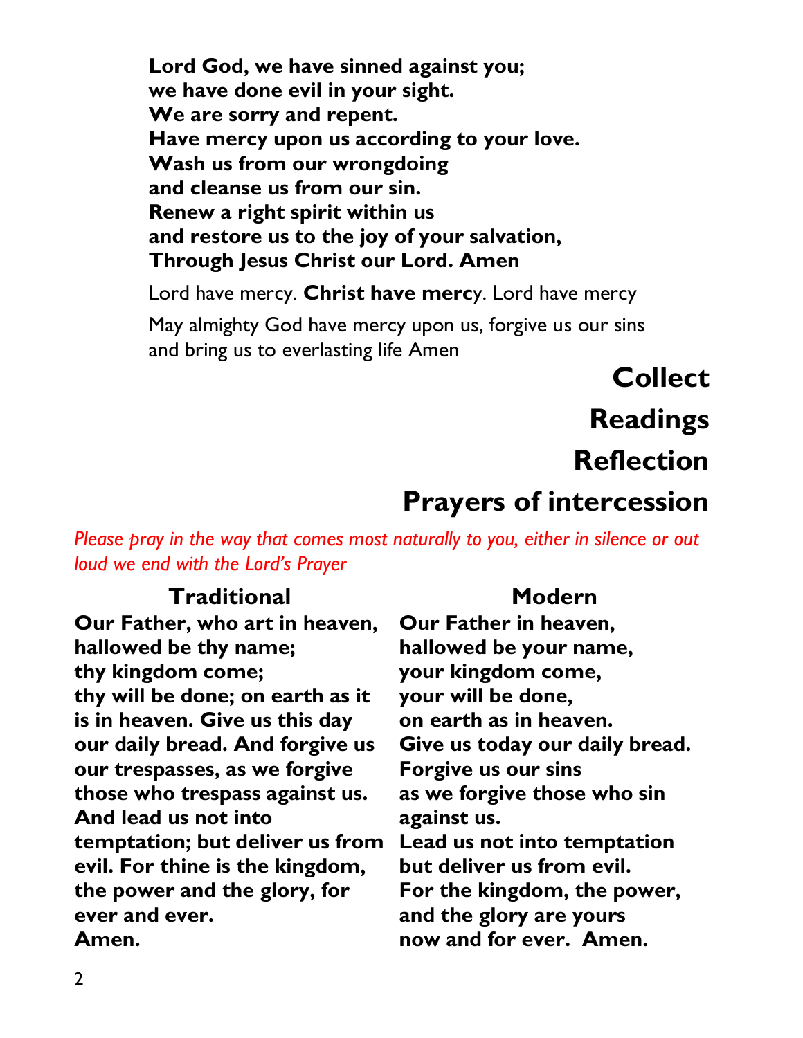**Lord God, we have sinned against you;**
**we have done evil in your sight.**
**We are sorry and repent.**
**Have mercy upon us according to your love.**
**Wash us from our wrongdoing**
**and cleanse us from our sin.**
**Renew a right spirit within us**
**and restore us to the joy of your salvation,**
**Through Jesus Christ our Lord. Amen**

Lord have mercy. **Christ have merc**y. Lord have mercy

May almighty God have mercy upon us, forgive us our sins and bring us to everlasting life Amen

## Collect

## Readings

## Reflection

## Prayers of intercession

*Please pray in the way that comes most naturally to you, either in silence or out loud we end with the Lord's Prayer*

### Traditional

**Our Father, who art in heaven,**
**hallowed be thy name;**
**thy kingdom come;**
**thy will be done; on earth as it is in heaven. Give us this day our daily bread. And forgive us our trespasses, as we forgive those who trespass against us. And lead us not into temptation; but deliver us from evil. For thine is the kingdom, the power and the glory, for ever and ever.**
**Amen.**

### Modern

**Our Father in heaven,**
**hallowed be your name,**
**your kingdom come,**
**your will be done,**
**on earth as in heaven.**
**Give us today our daily bread.**
**Forgive us our sins**
**as we forgive those who sin against us.**
**Lead us not into temptation**
**but deliver us from evil.**
**For the kingdom, the power,**
**and the glory are yours**
**now and for ever. Amen.**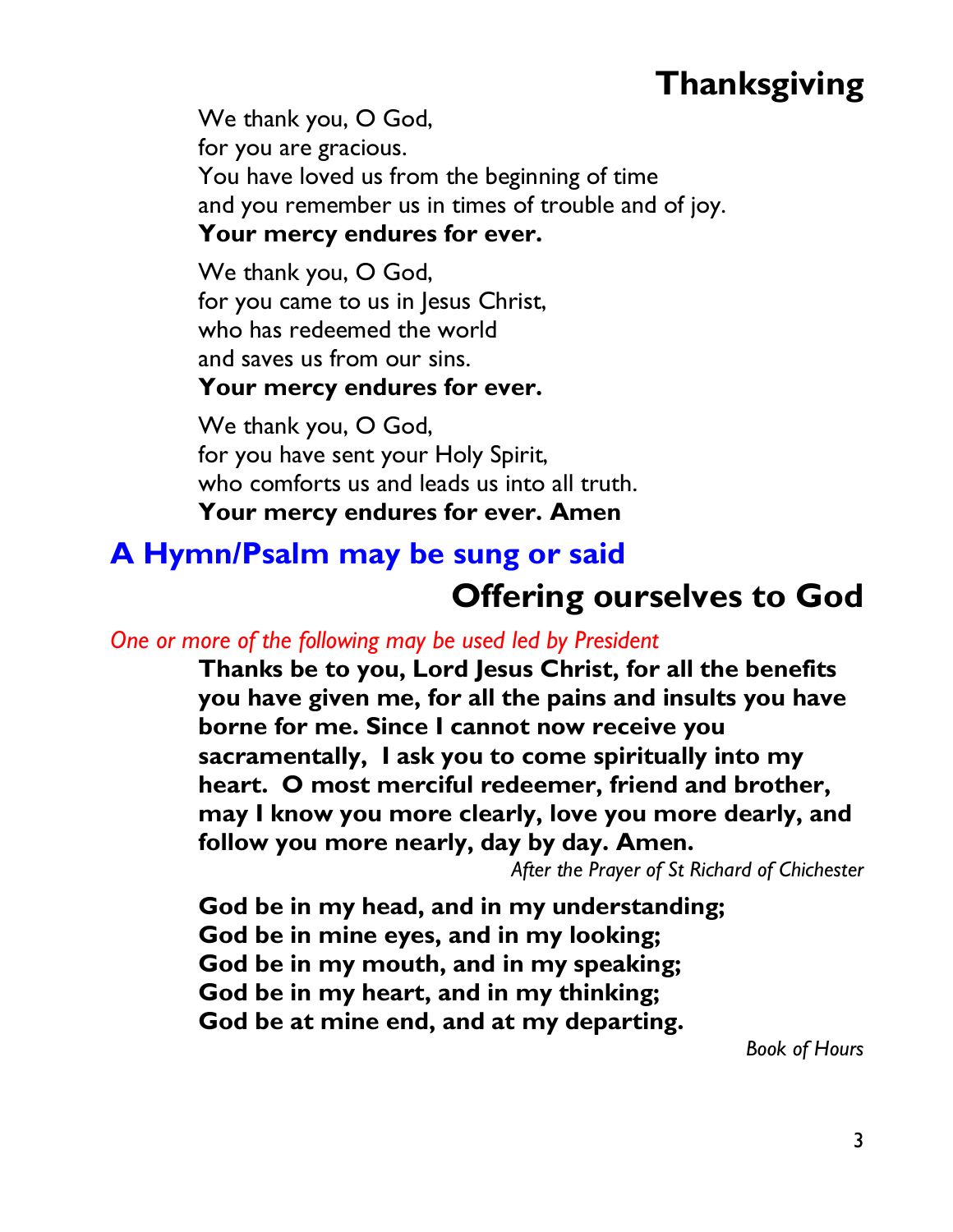## Thanksgiving

We thank you, O God,  
for you are gracious.  
You have loved us from the beginning of time  
and you remember us in times of trouble and of joy.  
**Your mercy endures for ever.**

We thank you, O God,  
for you came to us in Jesus Christ,  
who has redeemed the world  
and saves us from our sins.  
**Your mercy endures for ever.**

We thank you, O God,  
for you have sent your Holy Spirit,  
who comforts us and leads us into all truth.  
**Your mercy endures for ever. Amen**

### A Hymn/Psalm may be sung or said

## Offering ourselves to God

*One or more of the following may be used led by President*

**Thanks be to you, Lord Jesus Christ, for all the benefits you have given me, for all the pains and insults you have borne for me. Since I cannot now receive you sacramentally, I ask you to come spiritually into my heart. O most merciful redeemer, friend and brother, may I know you more clearly, love you more dearly, and follow you more nearly, day by day. Amen.**

*After the Prayer of St Richard of Chichester*

**God be in my head, and in my understanding;**  
**God be in mine eyes, and in my looking;**  
**God be in my mouth, and in my speaking;**  
**God be in my heart, and in my thinking;**  
**God be at mine end, and at my departing.**

*Book of Hours*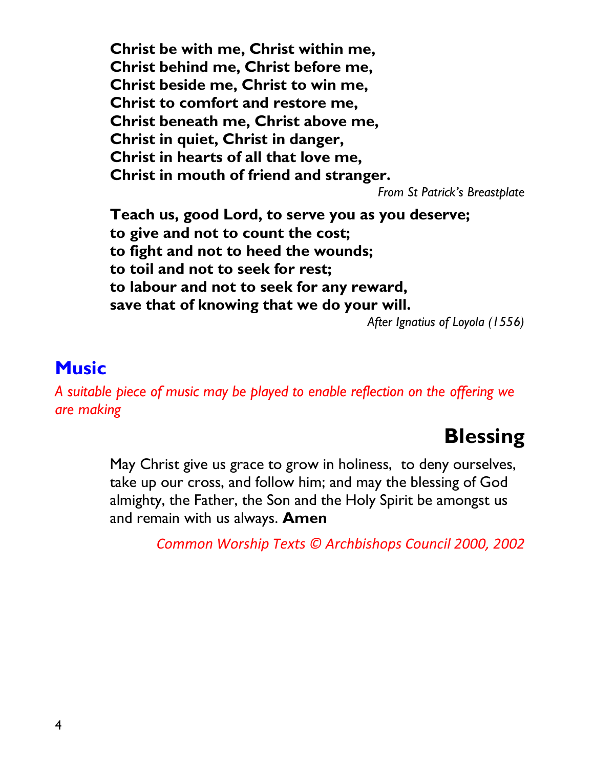**Christ be with me, Christ within me,**
**Christ behind me, Christ before me,**
**Christ beside me, Christ to win me,**
**Christ to comfort and restore me,**
**Christ beneath me, Christ above me,**
**Christ in quiet, Christ in danger,**
**Christ in hearts of all that love me,**
**Christ in mouth of friend and stranger.**

*From St Patrick's Breastplate*

**Teach us, good Lord, to serve you as you deserve;**
**to give and not to count the cost;**
**to fight and not to heed the wounds;**
**to toil and not to seek for rest;**
**to labour and not to seek for any reward,**
**save that of knowing that we do your will.**

*After Ignatius of Loyola (1556)*

## Music

*A suitable piece of music may be played to enable reflection on the offering we are making*

## Blessing

May Christ give us grace to grow in holiness, to deny ourselves, take up our cross, and follow him; and may the blessing of God almighty, the Father, the Son and the Holy Spirit be amongst us and remain with us always. **Amen**

*Common Worship Texts © Archbishops Council 2000, 2002*